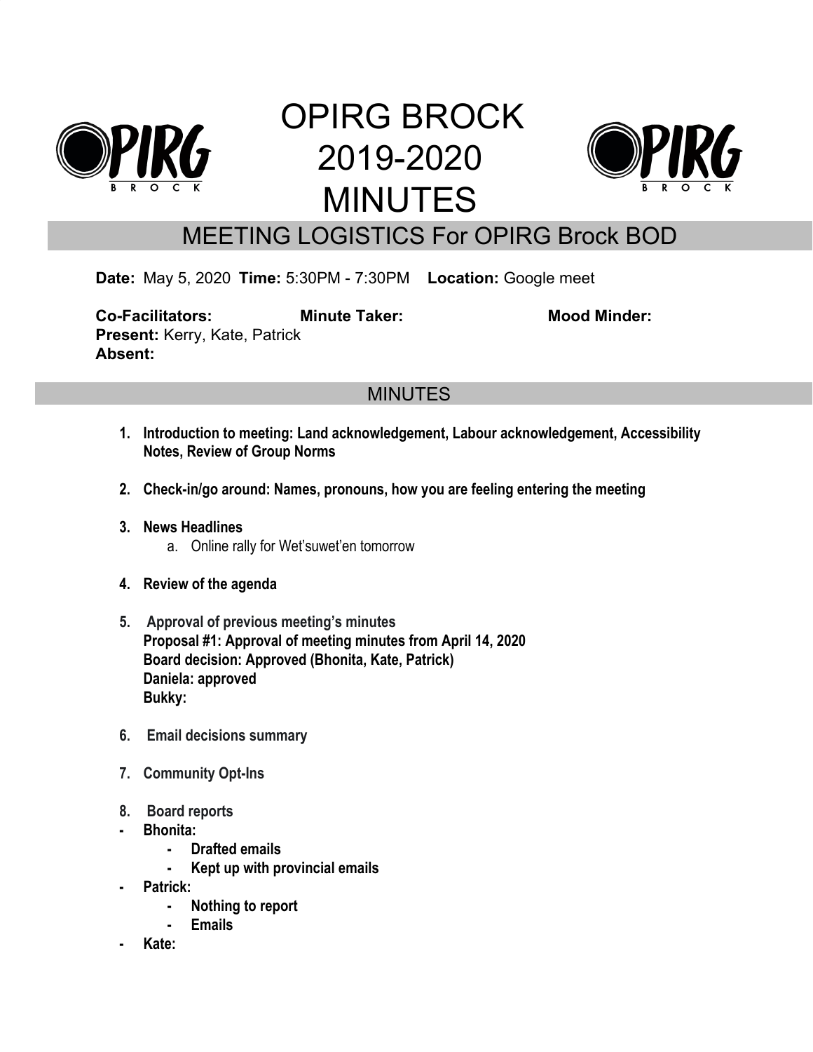# OPIRG BROCK 2019-2020 MINUTES

## MEETING LOGISTICS For OPIRG Brock BOD

**Date:** May 5, 2020 **Time:** 5:30PM - 7:30PM **Location:** Google meet

**Co-Facilitators:** **Minute Taker:** **Mood Minder:**
**Present:** Kerry, Kate, Patrick
**Absent:**

## MINUTES

1. **Introduction to meeting: Land acknowledgement, Labour acknowledgement, Accessibility Notes, Review of Group Norms**

2. **Check-in/go around: Names, pronouns, how you are feeling entering the meeting**

3. **News Headlines**
   a. Online rally for Wet'suwet'en tomorrow

4. **Review of the agenda**

5. **Approval of previous meeting's minutes**
   **Proposal #1: Approval of meeting minutes from April 14, 2020**
   **Board decision: Approved (Bhonita, Kate, Patrick)**
   **Daniela: approved**
   **Bukky:**

6. **Email decisions summary**

7. **Community Opt-Ins**

8. **Board reports**

- **Bhonita:**
  - **Drafted emails**
  - **Kept up with provincial emails**
- **Patrick:**
  - **Nothing to report**
  - **Emails**
- **Kate:**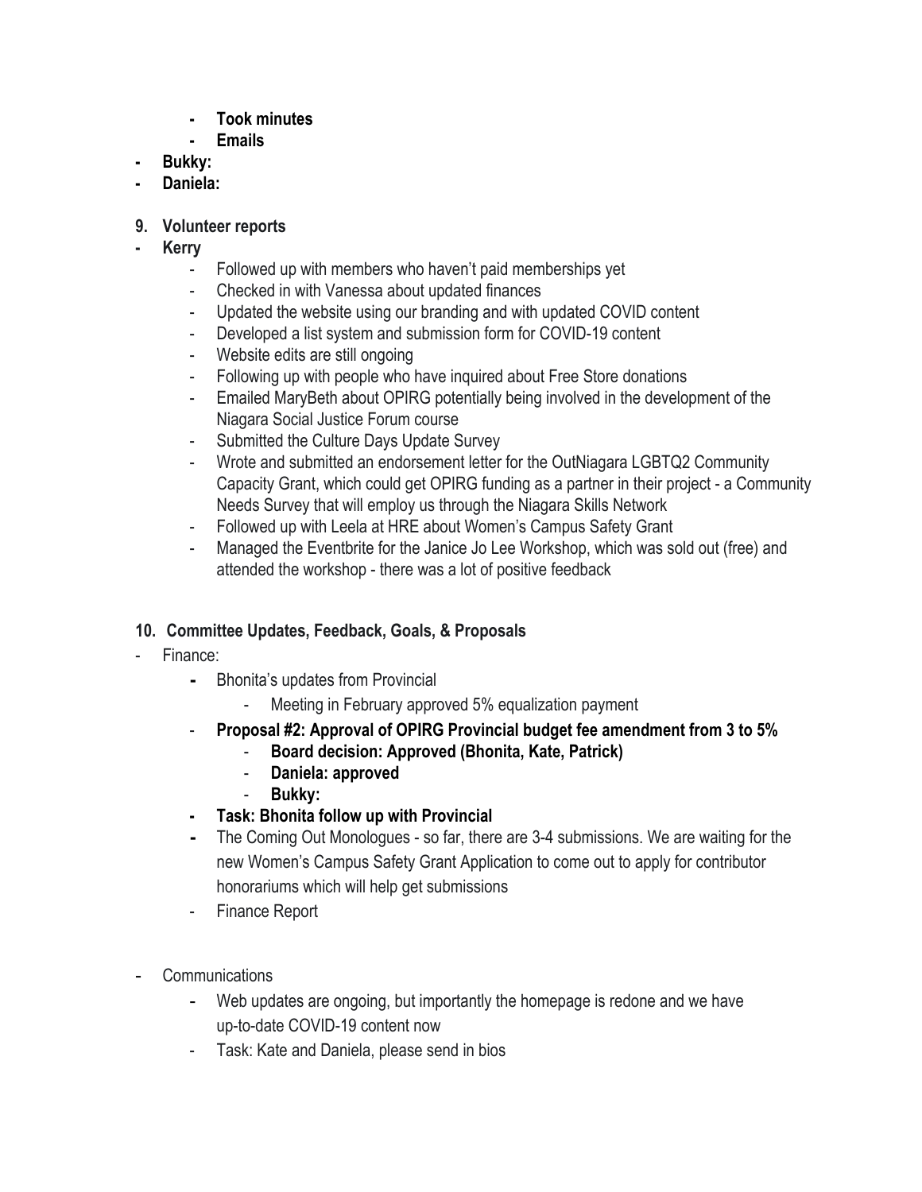- **Took minutes**
    - **Emails**
- **Bukky:**
- **Daniela:**

**9. Volunteer reports**

- **Kerry**
    - Followed up with members who haven't paid memberships yet
    - Checked in with Vanessa about updated finances
    - Updated the website using our branding and with updated COVID content
    - Developed a list system and submission form for COVID-19 content
    - Website edits are still ongoing
    - Following up with people who have inquired about Free Store donations
    - Emailed MaryBeth about OPIRG potentially being involved in the development of the Niagara Social Justice Forum course
    - Submitted the Culture Days Update Survey
    - Wrote and submitted an endorsement letter for the OutNiagara LGBTQ2 Community Capacity Grant, which could get OPIRG funding as a partner in their project - a Community Needs Survey that will employ us through the Niagara Skills Network
    - Followed up with Leela at HRE about Women's Campus Safety Grant
    - Managed the Eventbrite for the Janice Jo Lee Workshop, which was sold out (free) and attended the workshop - there was a lot of positive feedback

**10. Committee Updates, Feedback, Goals, & Proposals**

- Finance:
    - Bhonita's updates from Provincial
        - Meeting in February approved 5% equalization payment
    - **Proposal #2: Approval of OPIRG Provincial budget fee amendment from 3 to 5%**
        - **Board decision: Approved (Bhonita, Kate, Patrick)**
        - **Daniela: approved**
        - **Bukky:**
    - **Task: Bhonita follow up with Provincial**
    - The Coming Out Monologues - so far, there are 3-4 submissions. We are waiting for the new Women's Campus Safety Grant Application to come out to apply for contributor honorariums which will help get submissions
    - Finance Report
- Communications
    - Web updates are ongoing, but importantly the homepage is redone and we have up-to-date COVID-19 content now
    - Task: Kate and Daniela, please send in bios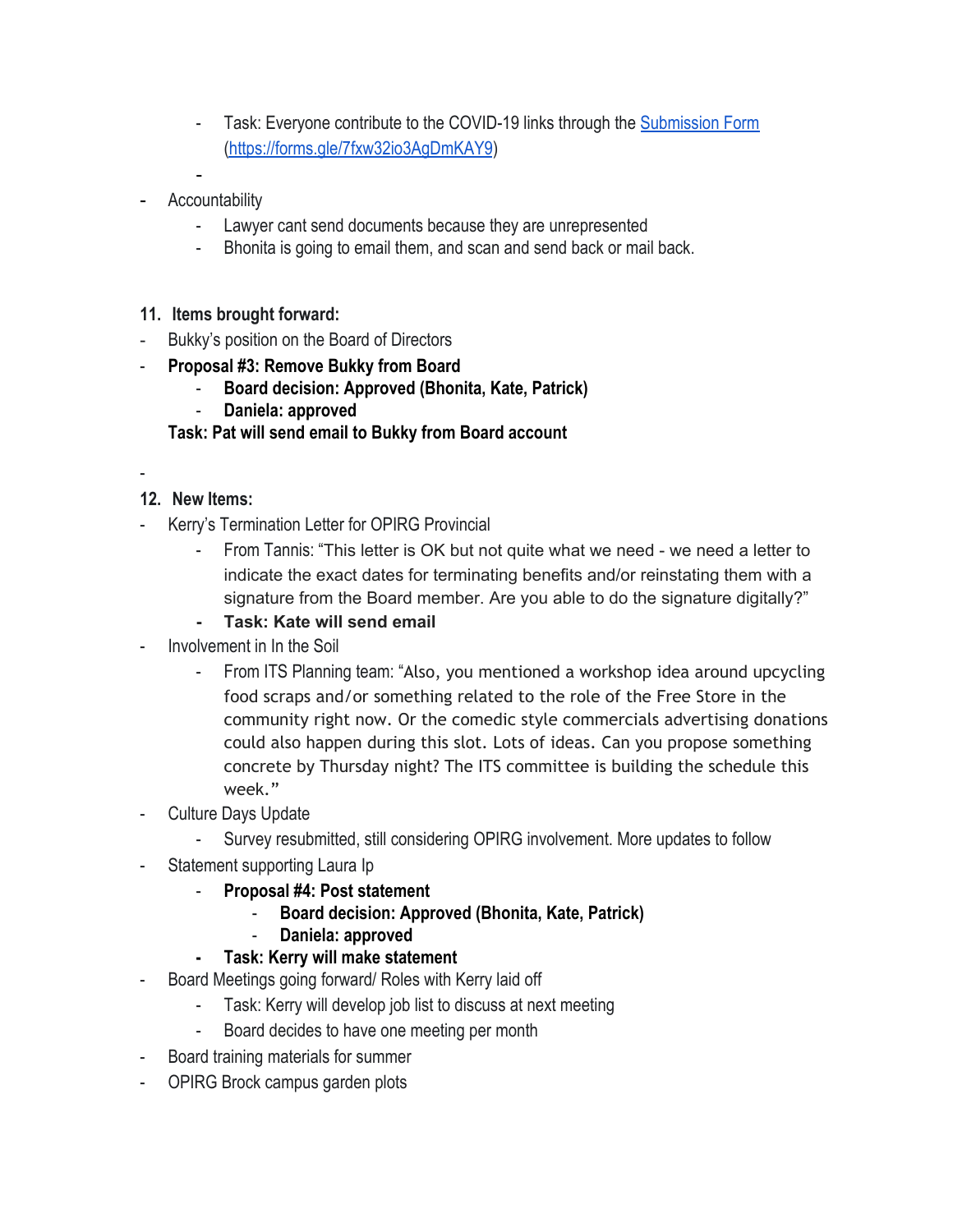- Task: Everyone contribute to the COVID-19 links through the [Submission Form](https://forms.gle/7fxw32io3AgDmKAY9) (https://forms.gle/7fxw32io3AgDmKAY9)
- Accountability
  - Lawyer cant send documents because they are unrepresented
  - Bhonita is going to email them, and scan and send back or mail back.

**11. Items brought forward:**

- Bukky's position on the Board of Directors
- **Proposal #3: Remove Bukky from Board**
  - **Board decision: Approved (Bhonita, Kate, Patrick)**
  - **Daniela: approved**

  **Task: Pat will send email to Bukky from Board account**

**12. New Items:**

- Kerry's Termination Letter for OPIRG Provincial
  - From Tannis: "This letter is OK but not quite what we need - we need a letter to indicate the exact dates for terminating benefits and/or reinstating them with a signature from the Board member. Are you able to do the signature digitally?"
  - **Task: Kate will send email**
- Involvement in In the Soil
  - From ITS Planning team: "Also, you mentioned a workshop idea around upcycling food scraps and/or something related to the role of the Free Store in the community right now. Or the comedic style commercials advertising donations could also happen during this slot. Lots of ideas. Can you propose something concrete by Thursday night? The ITS committee is building the schedule this week."
- Culture Days Update
  - Survey resubmitted, still considering OPIRG involvement. More updates to follow
- Statement supporting Laura Ip
  - **Proposal #4: Post statement**
    - **Board decision: Approved (Bhonita, Kate, Patrick)**
    - **Daniela: approved**
  - **Task: Kerry will make statement**
- Board Meetings going forward/ Roles with Kerry laid off
  - Task: Kerry will develop job list to discuss at next meeting
  - Board decides to have one meeting per month
- Board training materials for summer
- OPIRG Brock campus garden plots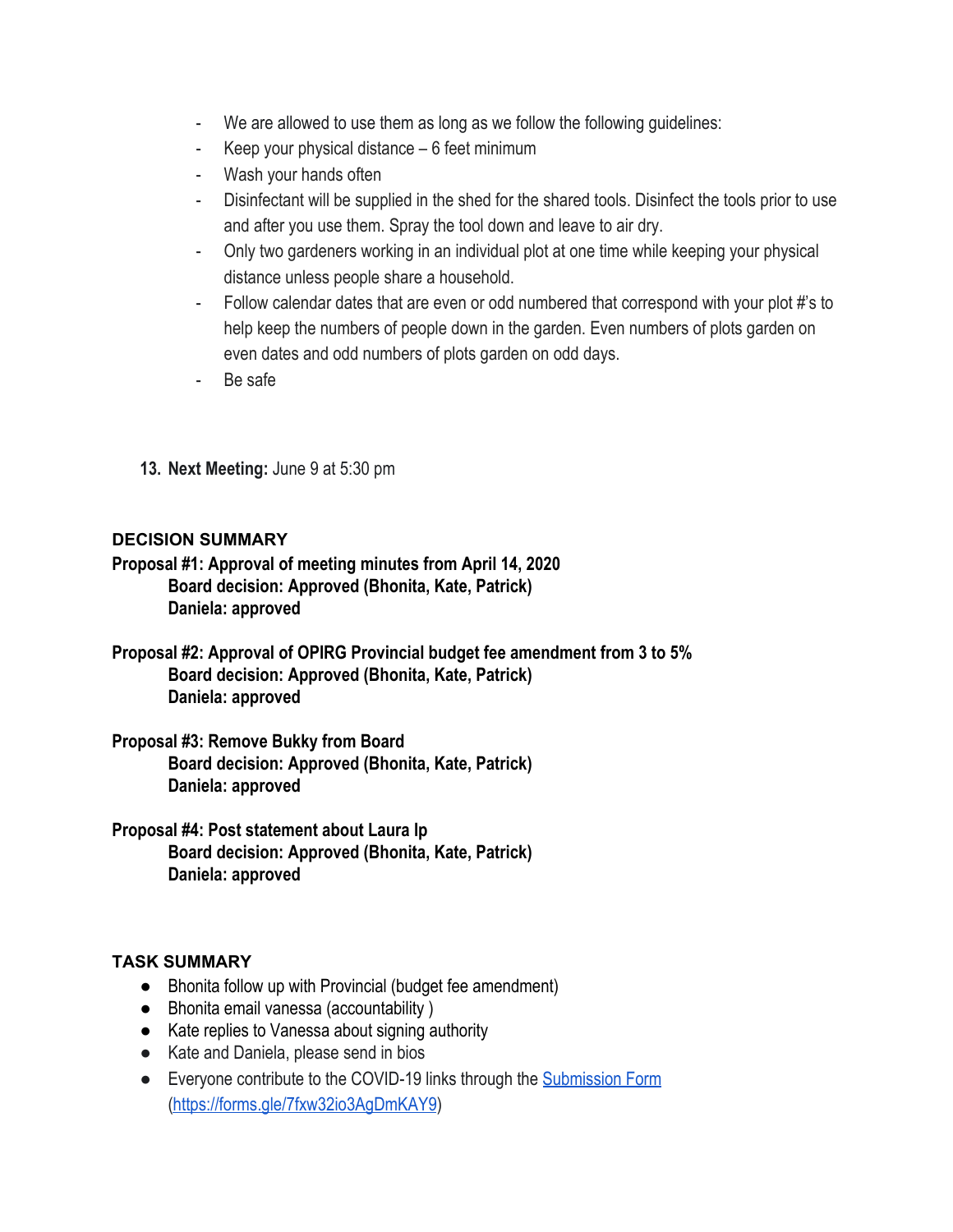- We are allowed to use them as long as we follow the following guidelines:
- Keep your physical distance – 6 feet minimum
- Wash your hands often
- Disinfectant will be supplied in the shed for the shared tools. Disinfect the tools prior to use and after you use them. Spray the tool down and leave to air dry.
- Only two gardeners working in an individual plot at one time while keeping your physical distance unless people share a household.
- Follow calendar dates that are even or odd numbered that correspond with your plot #'s to help keep the numbers of people down in the garden. Even numbers of plots garden on even dates and odd numbers of plots garden on odd days.
- Be safe

13. **Next Meeting:** June 9 at 5:30 pm

### DECISION SUMMARY

**Proposal #1: Approval of meeting minutes from April 14, 2020**
**Board decision: Approved (Bhonita, Kate, Patrick)**
**Daniela: approved**

**Proposal #2: Approval of OPIRG Provincial budget fee amendment from 3 to 5%**
**Board decision: Approved (Bhonita, Kate, Patrick)**
**Daniela: approved**

**Proposal #3: Remove Bukky from Board**
**Board decision: Approved (Bhonita, Kate, Patrick)**
**Daniela: approved**

**Proposal #4: Post statement about Laura Ip**
**Board decision: Approved (Bhonita, Kate, Patrick)**
**Daniela: approved**

### TASK SUMMARY

- Bhonita follow up with Provincial (budget fee amendment)
- Bhonita email vanessa (accountability )
- Kate replies to Vanessa about signing authority
- Kate and Daniela, please send in bios
- Everyone contribute to the COVID-19 links through the [Submission Form](https://forms.gle/7fxw32io3AgDmKAY9) (https://forms.gle/7fxw32io3AgDmKAY9)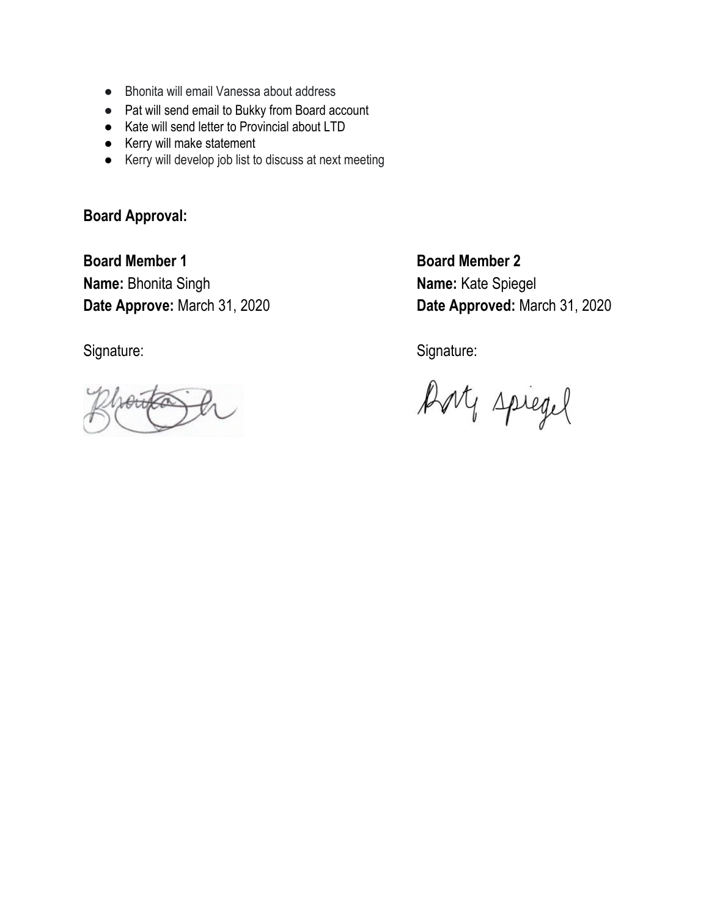- Bhonita will email Vanessa about address
- Pat will send email to Bukky from Board account
- Kate will send letter to Provincial about LTD
- Kerry will make statement
- Kerry will develop job list to discuss at next meeting

**Board Approval:**

**Board Member 1**
**Name:** Bhonita Singh
**Date Approve:** March 31, 2020

Signature:

**Board Member 2**
**Name:** Kate Spiegel
**Date Approved:** March 31, 2020

Signature: